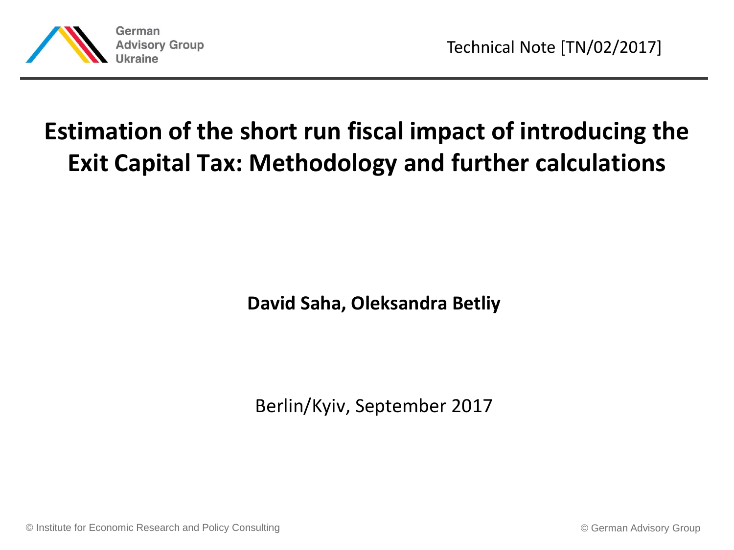German Advisory Group Ukraine

Technical Note [TN/02/2017]

# Estimation of the short run fiscal impact of introducing the Exit Capital Tax: Methodology and further calculations

**David Saha, Oleksandra Betliy**

Berlin/Kyiv, September 2017

© Institute for Economic Research and Policy Consulting

© German Advisory Group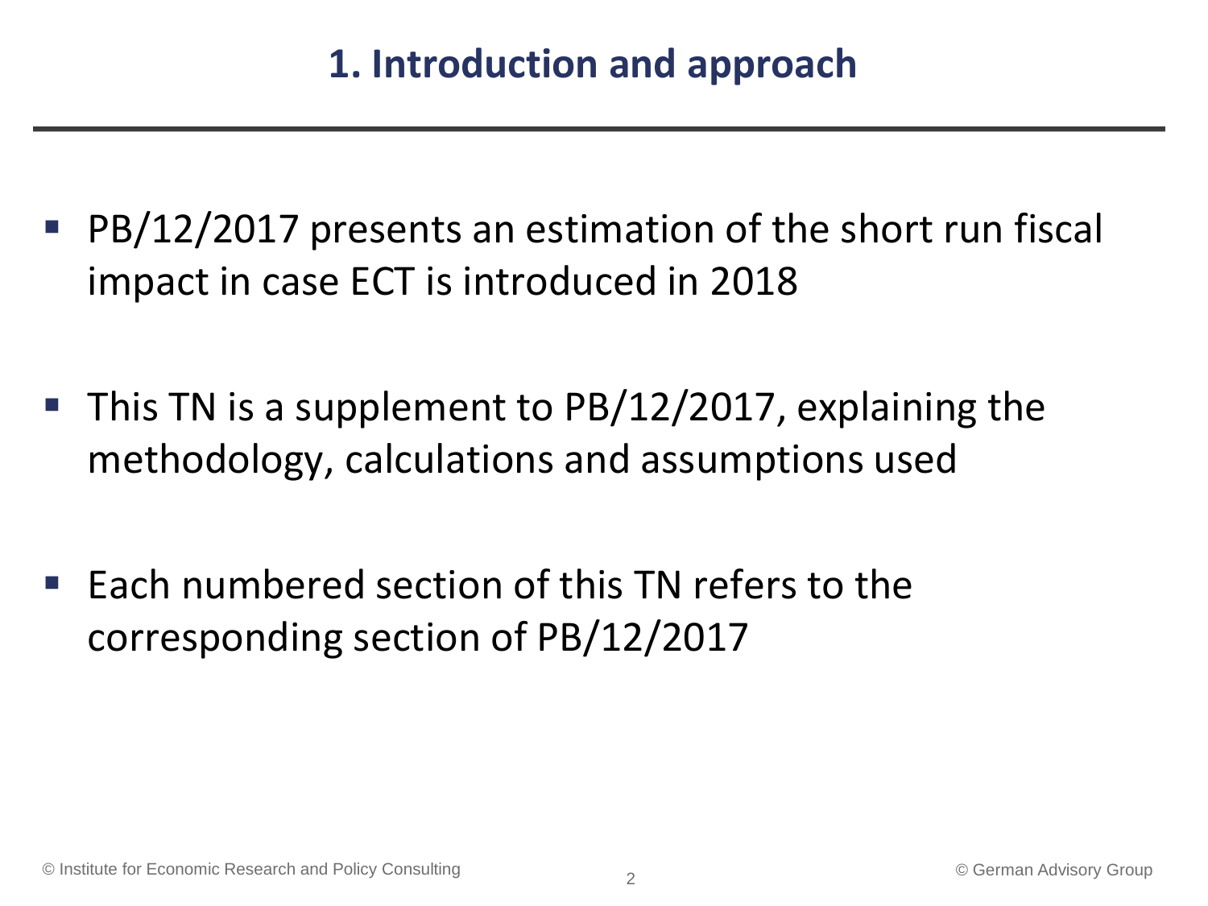# 1. Introduction and approach

- PB/12/2017 presents an estimation of the short run fiscal impact in case ECT is introduced in 2018
- This TN is a supplement to PB/12/2017, explaining the methodology, calculations and assumptions used
- Each numbered section of this TN refers to the corresponding section of PB/12/2017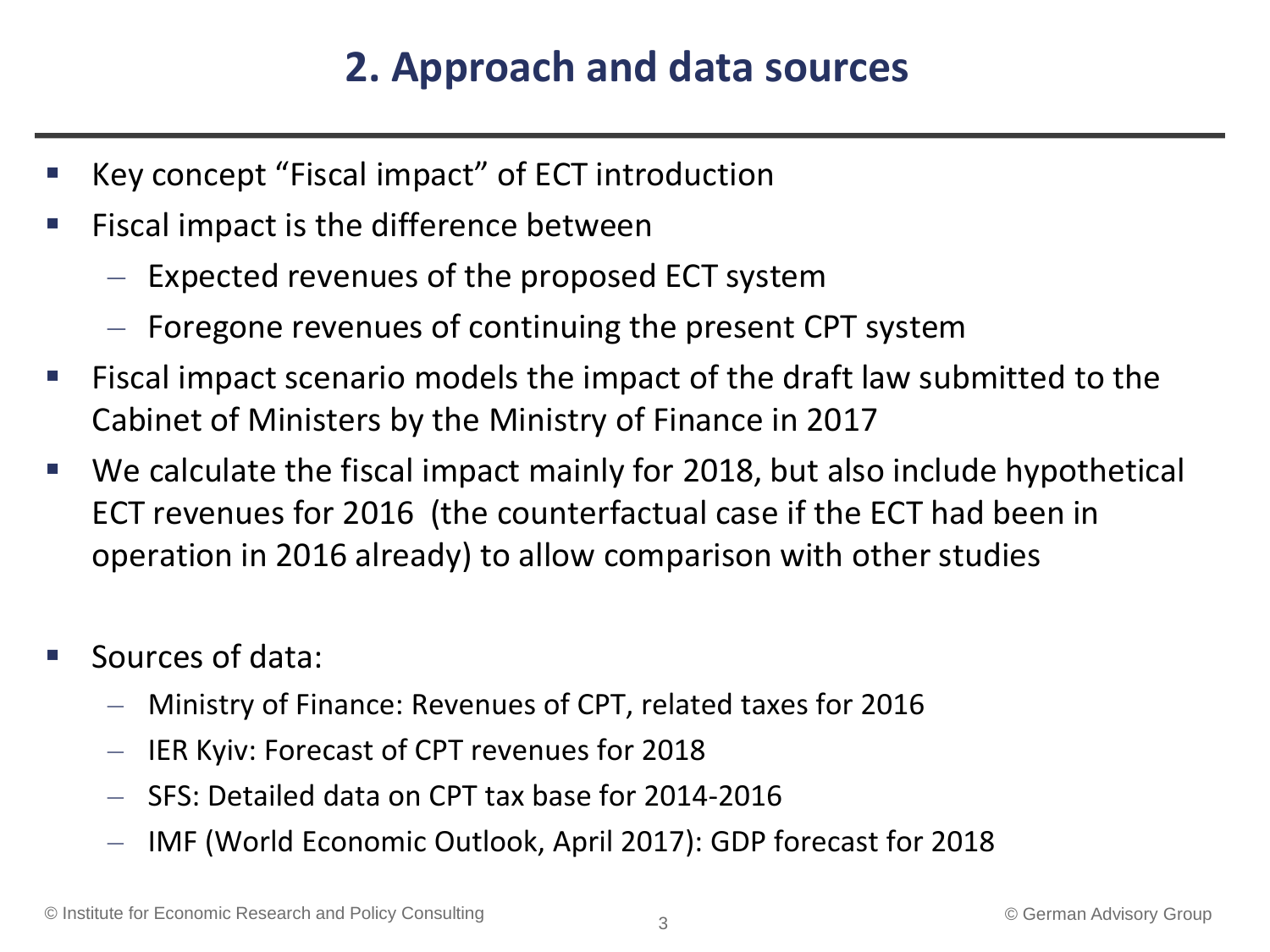# 2. Approach and data sources

- Key concept "Fiscal impact" of ECT introduction
- Fiscal impact is the difference between
  - Expected revenues of the proposed ECT system
  - Foregone revenues of continuing the present CPT system
- Fiscal impact scenario models the impact of the draft law submitted to the Cabinet of Ministers by the Ministry of Finance in 2017
- We calculate the fiscal impact mainly for 2018, but also include hypothetical ECT revenues for 2016 (the counterfactual case if the ECT had been in operation in 2016 already) to allow comparison with other studies

- Sources of data:
  - Ministry of Finance: Revenues of CPT, related taxes for 2016
  - IER Kyiv: Forecast of CPT revenues for 2018
  - SFS: Detailed data on CPT tax base for 2014-2016
  - IMF (World Economic Outlook, April 2017): GDP forecast for 2018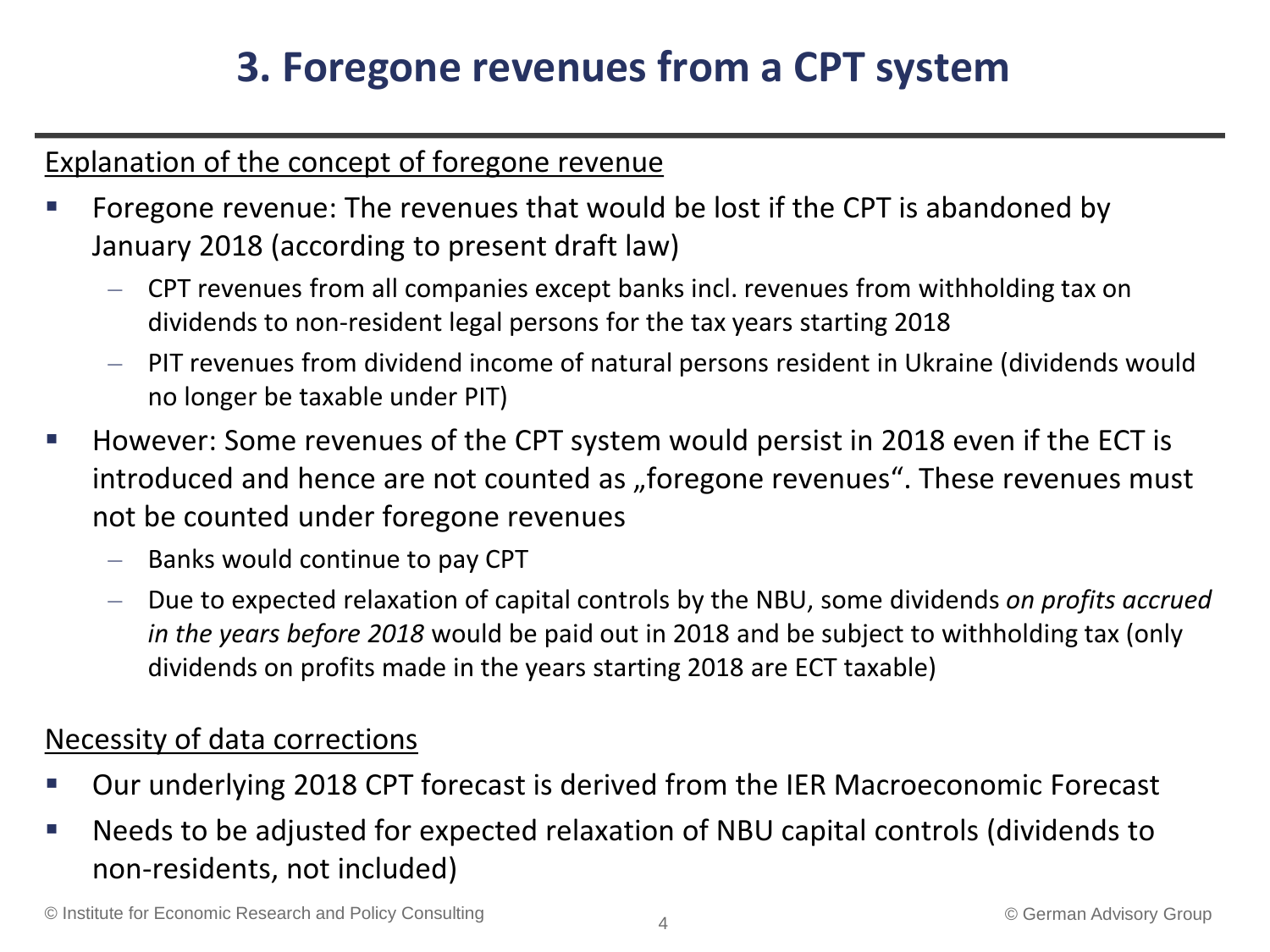# 3. Foregone revenues from a CPT system

Explanation of the concept of foregone revenue

- Foregone revenue: The revenues that would be lost if the CPT is abandoned by January 2018 (according to present draft law)
  - CPT revenues from all companies except banks incl. revenues from withholding tax on dividends to non-resident legal persons for the tax years starting 2018
  - PIT revenues from dividend income of natural persons resident in Ukraine (dividends would no longer be taxable under PIT)
- However: Some revenues of the CPT system would persist in 2018 even if the ECT is introduced and hence are not counted as „foregone revenues“. These revenues must not be counted under foregone revenues
  - Banks would continue to pay CPT
  - Due to expected relaxation of capital controls by the NBU, some dividends *on profits accrued in the years before 2018* would be paid out in 2018 and be subject to withholding tax (only dividends on profits made in the years starting 2018 are ECT taxable)

Necessity of data corrections

- Our underlying 2018 CPT forecast is derived from the IER Macroeconomic Forecast
- Needs to be adjusted for expected relaxation of NBU capital controls (dividends to non-residents, not included)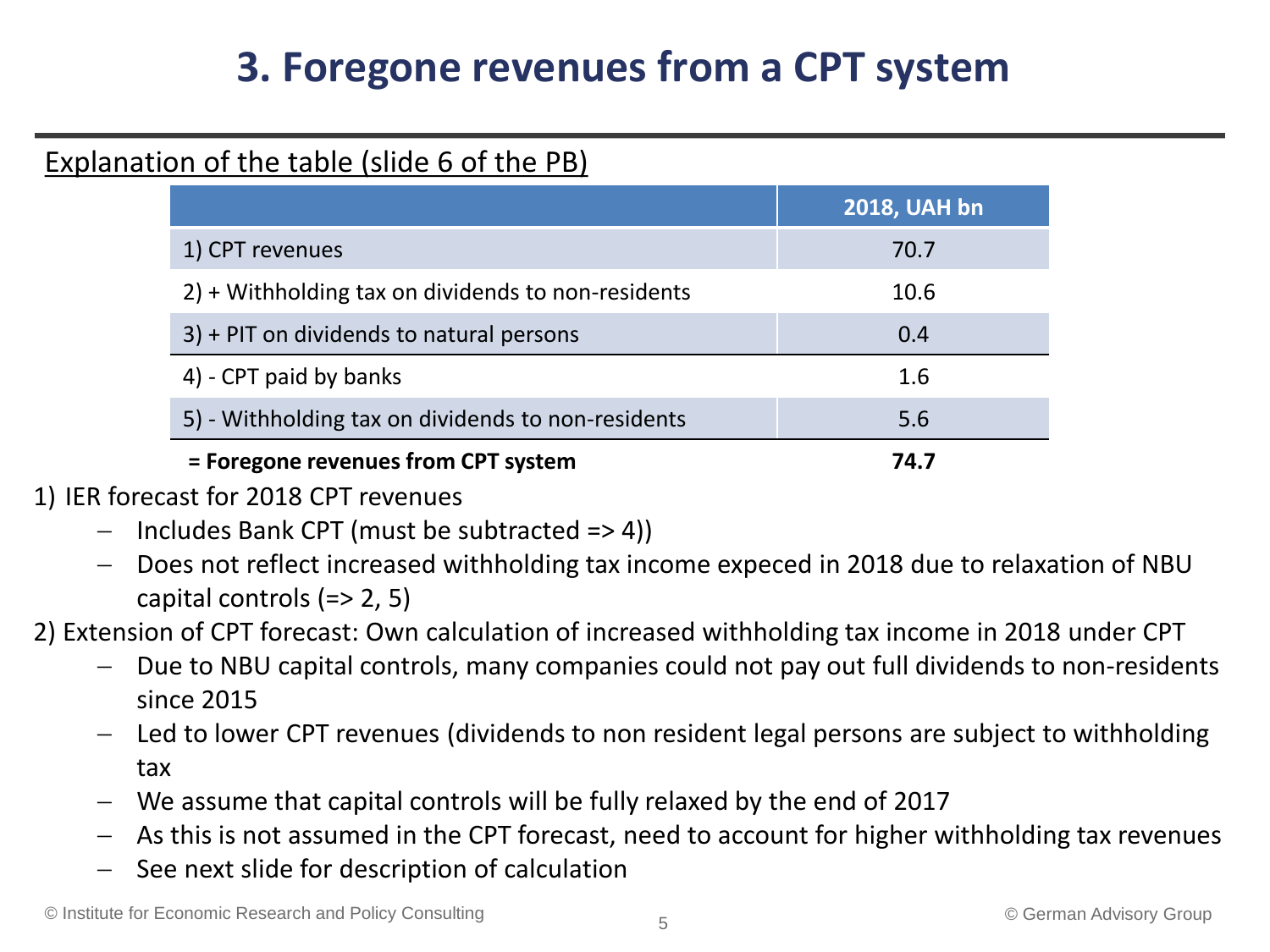# 3. Foregone revenues from a CPT system

Explanation of the table (slide 6 of the PB)

| | 2018, UAH bn |
|---|---|
| 1) CPT revenues | 70.7 |
| 2) + Withholding tax on dividends to non-residents | 10.6 |
| 3) + PIT on dividends to natural persons | 0.4 |
| 4) - CPT paid by banks | 1.6 |
| 5) - Withholding tax on dividends to non-residents | 5.6 |
| **= Foregone revenues from CPT system** | **74.7** |

1) IER forecast for 2018 CPT revenues
   - Includes Bank CPT (must be subtracted => 4))
   - Does not reflect increased withholding tax income expeced in 2018 due to relaxation of NBU capital controls (=> 2, 5)

2) Extension of CPT forecast: Own calculation of increased withholding tax income in 2018 under CPT
   - Due to NBU capital controls, many companies could not pay out full dividends to non-residents since 2015
   - Led to lower CPT revenues (dividends to non resident legal persons are subject to withholding tax
   - We assume that capital controls will be fully relaxed by the end of 2017
   - As this is not assumed in the CPT forecast, need to account for higher withholding tax revenues
   - See next slide for description of calculation

© Institute for Economic Research and Policy Consulting

© German Advisory Group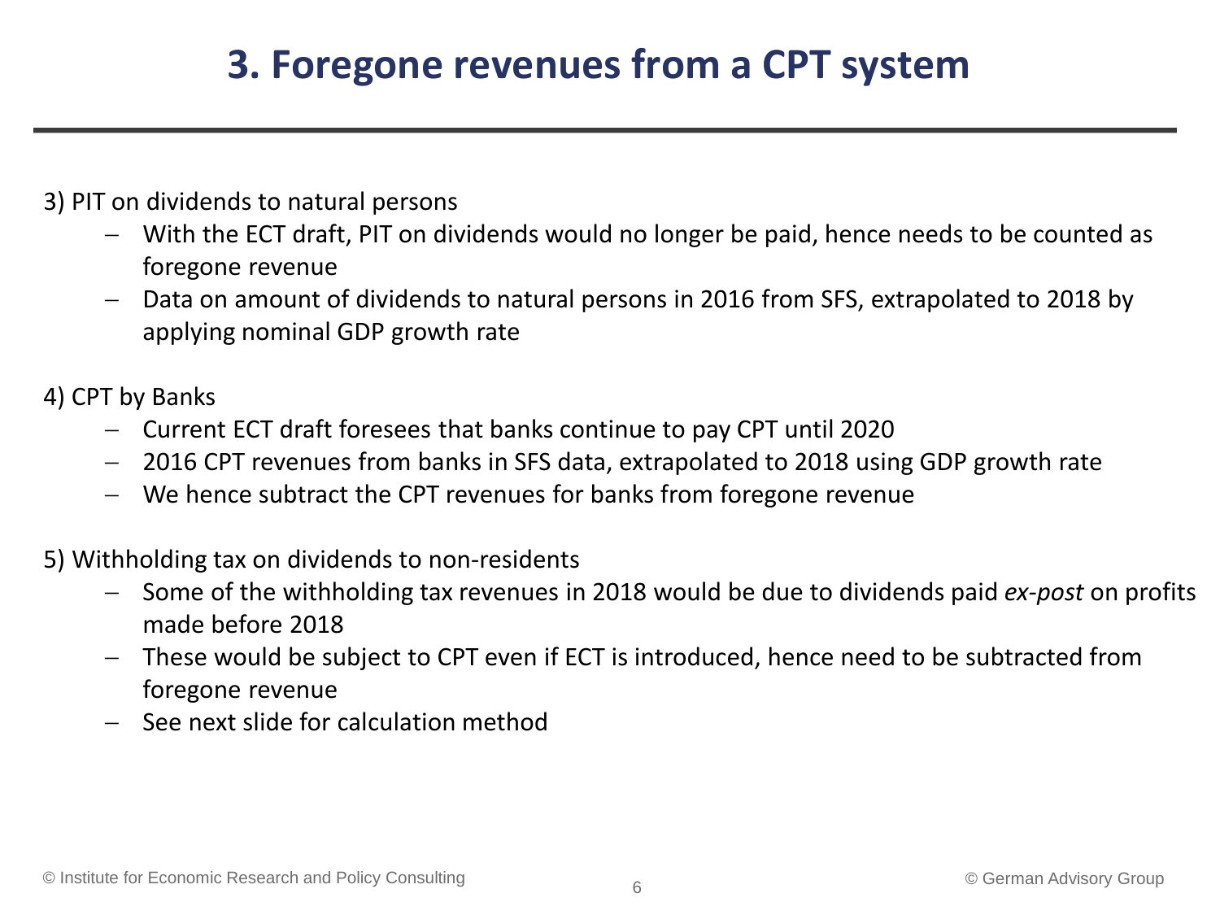# 3. Foregone revenues from a CPT system

3) PIT on dividends to natural persons

- With the ECT draft, PIT on dividends would no longer be paid, hence needs to be counted as foregone revenue
- Data on amount of dividends to natural persons in 2016 from SFS, extrapolated to 2018 by applying nominal GDP growth rate

4) CPT by Banks

- Current ECT draft foresees that banks continue to pay CPT until 2020
- 2016 CPT revenues from banks in SFS data, extrapolated to 2018 using GDP growth rate
- We hence subtract the CPT revenues for banks from foregone revenue

5) Withholding tax on dividends to non-residents

- Some of the withholding tax revenues in 2018 would be due to dividends paid *ex-post* on profits made before 2018
- These would be subject to CPT even if ECT is introduced, hence need to be subtracted from foregone revenue
- See next slide for calculation method

© Institute for Economic Research and Policy Consulting

© German Advisory Group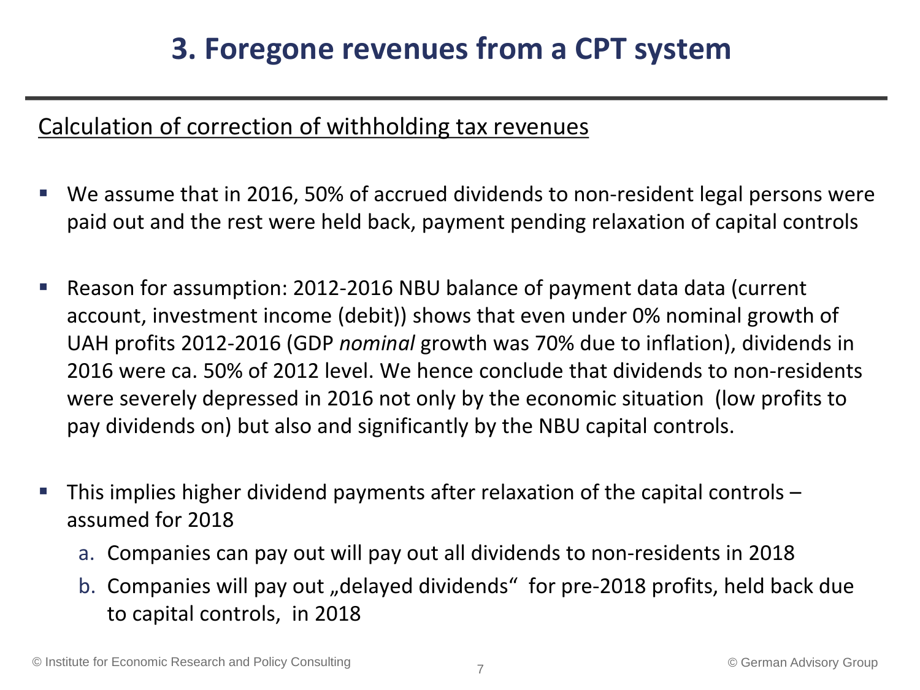# 3. Foregone revenues from a CPT system

Calculation of correction of withholding tax revenues

- We assume that in 2016, 50% of accrued dividends to non-resident legal persons were paid out and the rest were held back, payment pending relaxation of capital controls
- Reason for assumption: 2012-2016 NBU balance of payment data data (current account, investment income (debit)) shows that even under 0% nominal growth of UAH profits 2012-2016 (GDP *nominal* growth was 70% due to inflation), dividends in 2016 were ca. 50% of 2012 level. We hence conclude that dividends to non-residents were severely depressed in 2016 not only by the economic situation (low profits to pay dividends on) but also and significantly by the NBU capital controls.
- This implies higher dividend payments after relaxation of the capital controls – assumed for 2018
  a. Companies can pay out will pay out all dividends to non-residents in 2018
  b. Companies will pay out „delayed dividends" for pre-2018 profits, held back due to capital controls, in 2018

© Institute for Economic Research and Policy Consulting

© German Advisory Group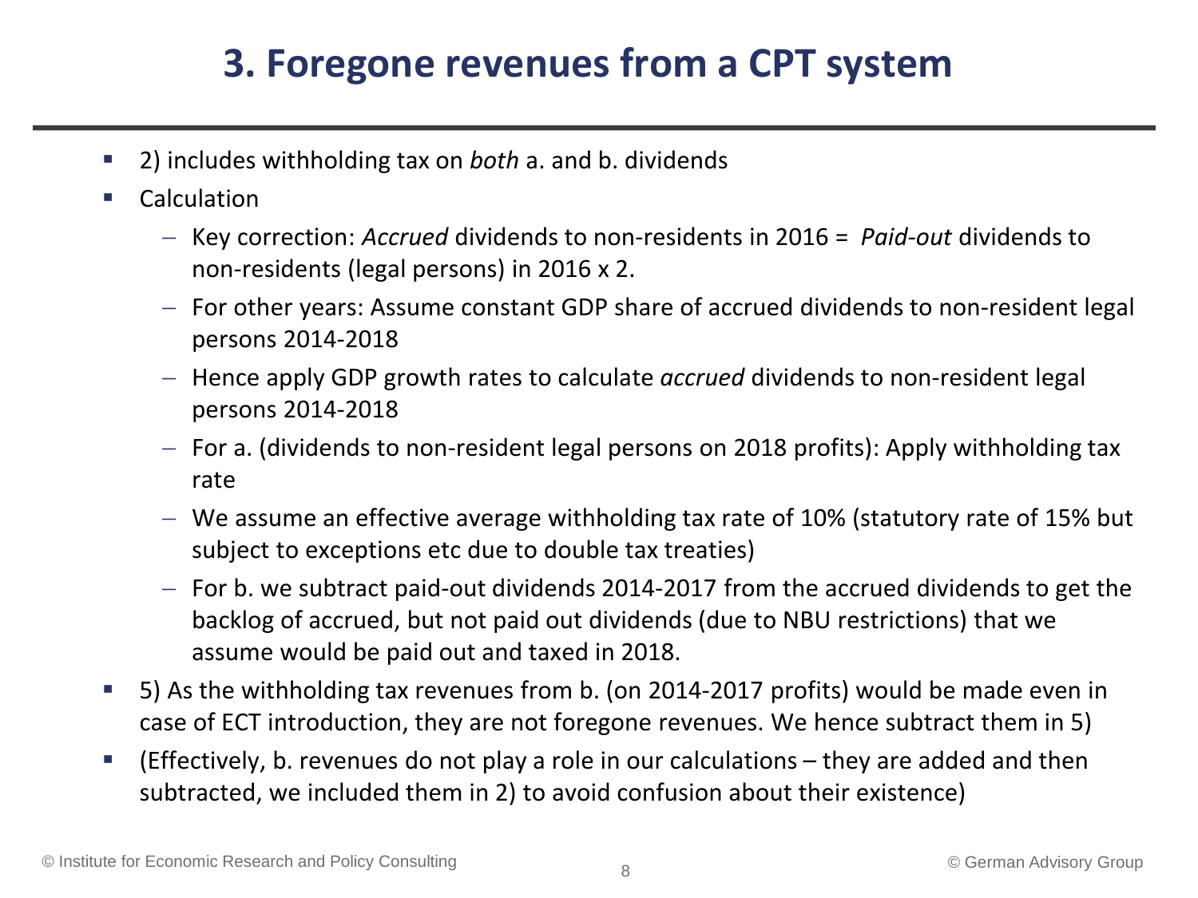# 3. Foregone revenues from a CPT system

- 2) includes withholding tax on *both* a. and b. dividends
- Calculation
  - Key correction: *Accrued* dividends to non-residents in 2016 = *Paid-out* dividends to non-residents (legal persons) in 2016 x 2.
  - For other years: Assume constant GDP share of accrued dividends to non-resident legal persons 2014-2018
  - Hence apply GDP growth rates to calculate *accrued* dividends to non-resident legal persons 2014-2018
  - For a. (dividends to non-resident legal persons on 2018 profits): Apply withholding tax rate
  - We assume an effective average withholding tax rate of 10% (statutory rate of 15% but subject to exceptions etc due to double tax treaties)
  - For b. we subtract paid-out dividends 2014-2017 from the accrued dividends to get the backlog of accrued, but not paid out dividends (due to NBU restrictions) that we assume would be paid out and taxed in 2018.
- 5) As the withholding tax revenues from b. (on 2014-2017 profits) would be made even in case of ECT introduction, they are not foregone revenues. We hence subtract them in 5)
- (Effectively, b. revenues do not play a role in our calculations – they are added and then subtracted, we included them in 2) to avoid confusion about their existence)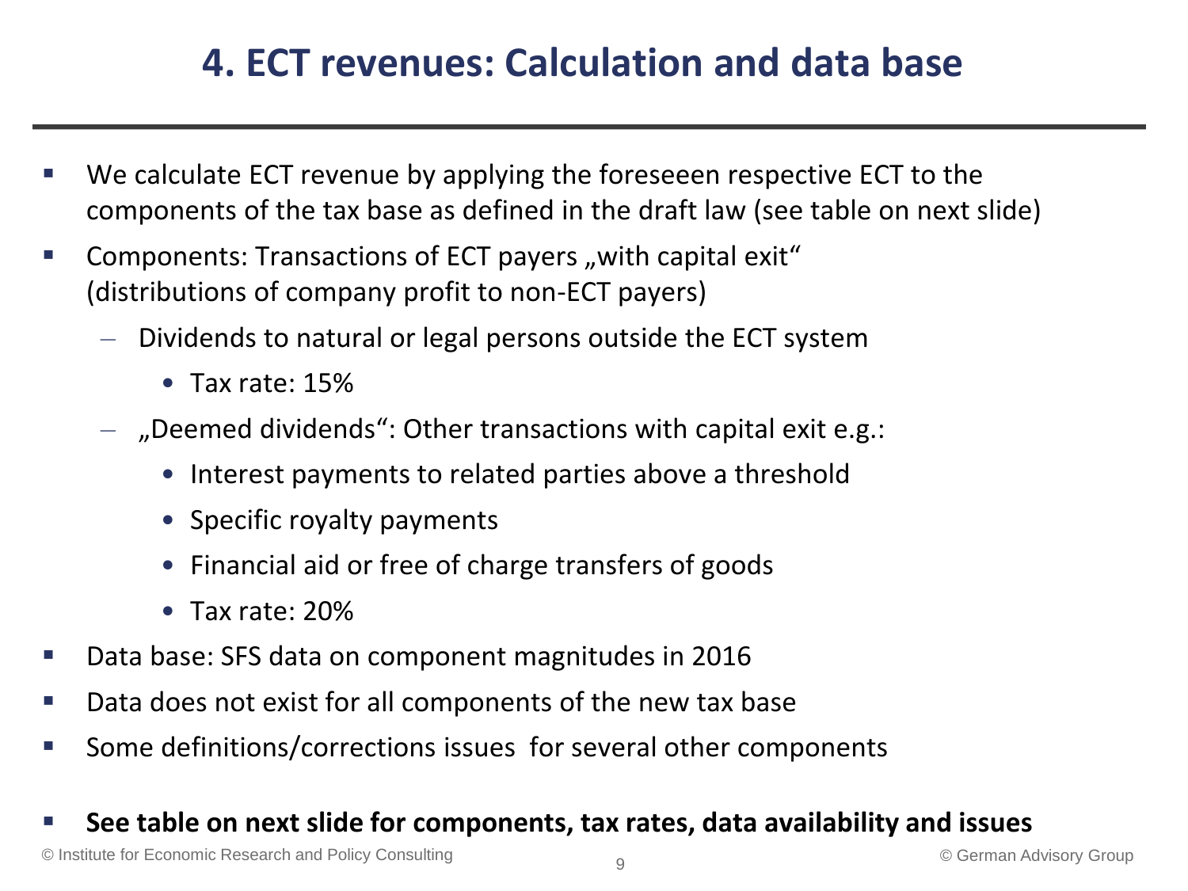# 4. ECT revenues: Calculation and data base

- We calculate ECT revenue by applying the foreseeen respective ECT to the components of the tax base as defined in the draft law (see table on next slide)
- Components: Transactions of ECT payers „with capital exit“ (distributions of company profit to non-ECT payers)
  - Dividends to natural or legal persons outside the ECT system
    - Tax rate: 15%
  - „Deemed dividends“: Other transactions with capital exit e.g.:
    - Interest payments to related parties above a threshold
    - Specific royalty payments
    - Financial aid or free of charge transfers of goods
    - Tax rate: 20%
- Data base: SFS data on component magnitudes in 2016
- Data does not exist for all components of the new tax base
- Some definitions/corrections issues for several other components
- **See table on next slide for components, tax rates, data availability and issues**

© Institute for Economic Research and Policy Consulting

© German Advisory Group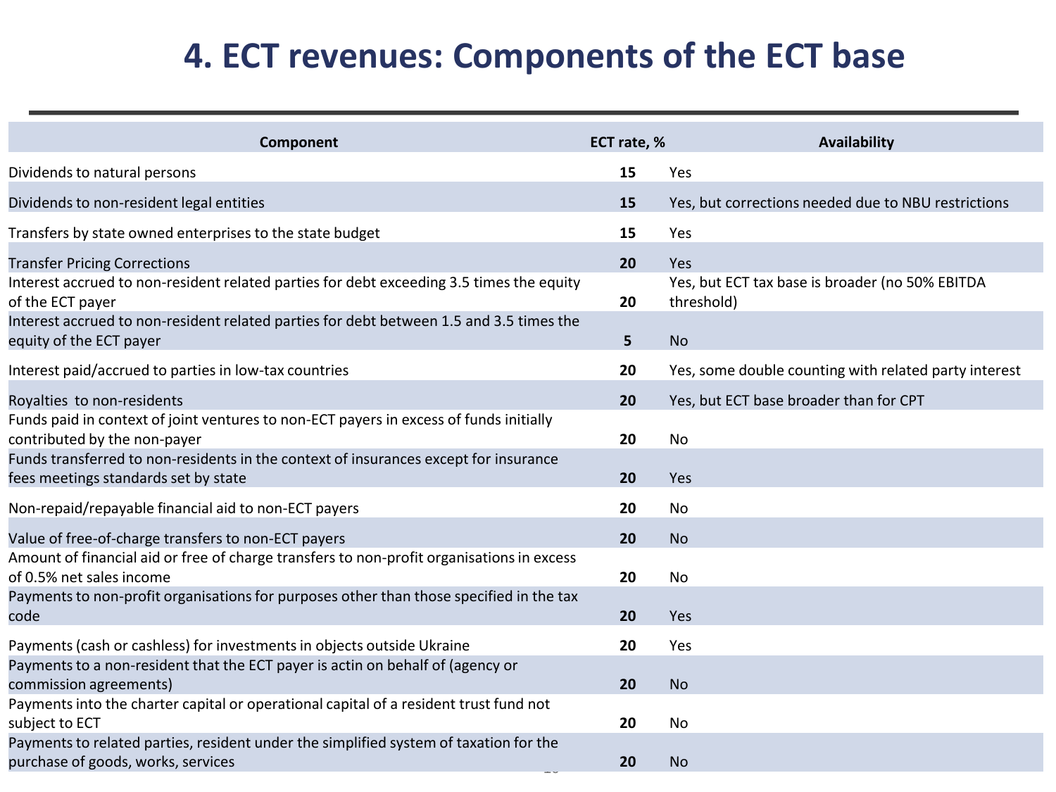# 4. ECT revenues: Components of the ECT base

| Component | ECT rate, % | Availability |
|---|---|---|
| Dividends to natural persons | **15** | Yes |
| Dividends to non-resident legal entities | **15** | Yes, but corrections needed due to NBU restrictions |
| Transfers by state owned enterprises to the state budget | **15** | Yes |
| Transfer Pricing Corrections | **20** | Yes |
| Interest accrued to non-resident related parties for debt exceeding 3.5 times the equity of the ECT payer | **20** | Yes, but ECT tax base is broader (no 50% EBITDA threshold) |
| Interest accrued to non-resident related parties for debt between 1.5 and 3.5 times the equity of the ECT payer | **5** | No |
| Interest paid/accrued to parties in low-tax countries | **20** | Yes, some double counting with related party interest |
| Royalties to non-residents | **20** | Yes, but ECT base broader than for CPT |
| Funds paid in context of joint ventures to non-ECT payers in excess of funds initially contributed by the non-payer | **20** | No |
| Funds transferred to non-residents in the context of insurances except for insurance fees meetings standards set by state | **20** | Yes |
| Non-repaid/repayable financial aid to non-ECT payers | **20** | No |
| Value of free-of-charge transfers to non-ECT payers | **20** | No |
| Amount of financial aid or free of charge transfers to non-profit organisations in excess of 0.5% net sales income | **20** | No |
| Payments to non-profit organisations for purposes other than those specified in the tax code | **20** | Yes |
| Payments (cash or cashless) for investments in objects outside Ukraine | **20** | Yes |
| Payments to a non-resident that the ECT payer is actin on behalf of (agency or commission agreements) | **20** | No |
| Payments into the charter capital or operational capital of a resident trust fund not subject to ECT | **20** | No |
| Payments to related parties, resident under the simplified system of taxation for the purchase of goods, works, services | **20** | No |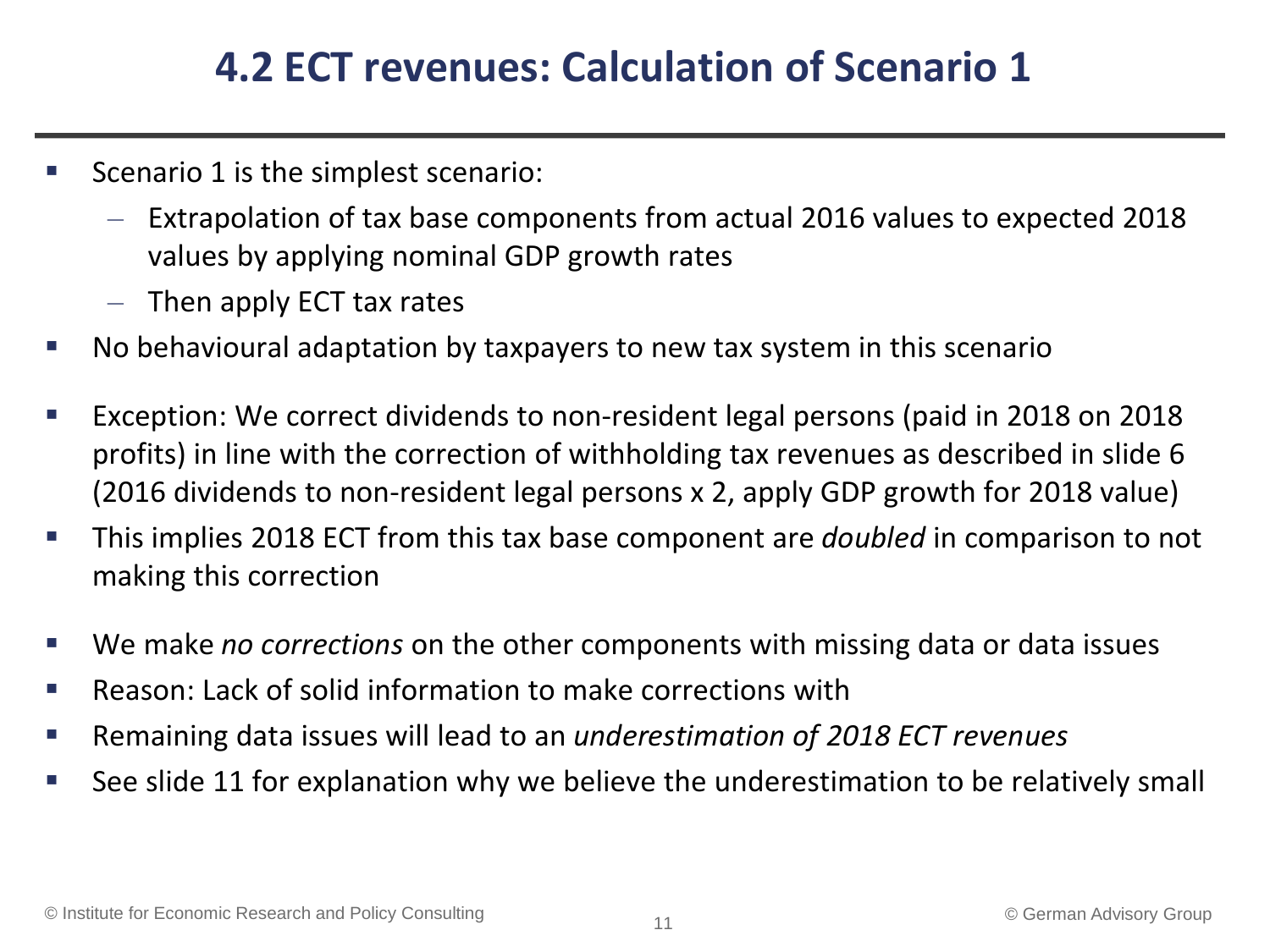# 4.2 ECT revenues: Calculation of Scenario 1

- Scenario 1 is the simplest scenario:
  - Extrapolation of tax base components from actual 2016 values to expected 2018 values by applying nominal GDP growth rates
  - Then apply ECT tax rates
- No behavioural adaptation by taxpayers to new tax system in this scenario

- Exception: We correct dividends to non-resident legal persons (paid in 2018 on 2018 profits) in line with the correction of withholding tax revenues as described in slide 6 (2016 dividends to non-resident legal persons x 2, apply GDP growth for 2018 value)
- This implies 2018 ECT from this tax base component are *doubled* in comparison to not making this correction

- We make *no corrections* on the other components with missing data or data issues
- Reason: Lack of solid information to make corrections with
- Remaining data issues will lead to an *underestimation of 2018 ECT revenues*
- See slide 11 for explanation why we believe the underestimation to be relatively small

© Institute for Economic Research and Policy Consulting

© German Advisory Group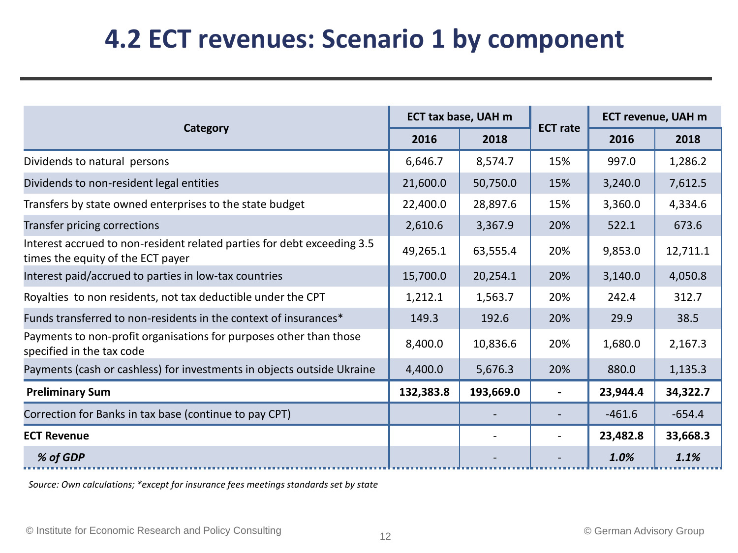# 4.2 ECT revenues: Scenario 1 by component

| Category | ECT tax base, UAH m | | ECT rate | ECT revenue, UAH m | |
|---|---|---|---|---|---|
| | 2016 | 2018 | | 2016 | 2018 |
| Dividends to natural persons | 6,646.7 | 8,574.7 | 15% | 997.0 | 1,286.2 |
| Dividends to non-resident legal entities | 21,600.0 | 50,750.0 | 15% | 3,240.0 | 7,612.5 |
| Transfers by state owned enterprises to the state budget | 22,400.0 | 28,897.6 | 15% | 3,360.0 | 4,334.6 |
| Transfer pricing corrections | 2,610.6 | 3,367.9 | 20% | 522.1 | 673.6 |
| Interest accrued to non-resident related parties for debt exceeding 3.5 times the equity of the ECT payer | 49,265.1 | 63,555.4 | 20% | 9,853.0 | 12,711.1 |
| Interest paid/accrued to parties in low-tax countries | 15,700.0 | 20,254.1 | 20% | 3,140.0 | 4,050.8 |
| Royalties to non residents, not tax deductible under the CPT | 1,212.1 | 1,563.7 | 20% | 242.4 | 312.7 |
| Funds transferred to non-residents in the context of insurances* | 149.3 | 192.6 | 20% | 29.9 | 38.5 |
| Payments to non-profit organisations for purposes other than those specified in the tax code | 8,400.0 | 10,836.6 | 20% | 1,680.0 | 2,167.3 |
| Payments (cash or cashless) for investments in objects outside Ukraine | 4,400.0 | 5,676.3 | 20% | 880.0 | 1,135.3 |
| **Preliminary Sum** | **132,383.8** | **193,669.0** | - | **23,944.4** | **34,322.7** |
| Correction for Banks in tax base (continue to pay CPT) | | - | - | -461.6 | -654.4 |
| **ECT Revenue** | | - | - | **23,482.8** | **33,668.3** |
| ***% of GDP*** | | - | - | ***1.0%*** | ***1.1%*** |

*Source: Own calculations; \*except for insurance fees meetings standards set by state*

© Institute for Economic Research and Policy Consulting

© German Advisory Group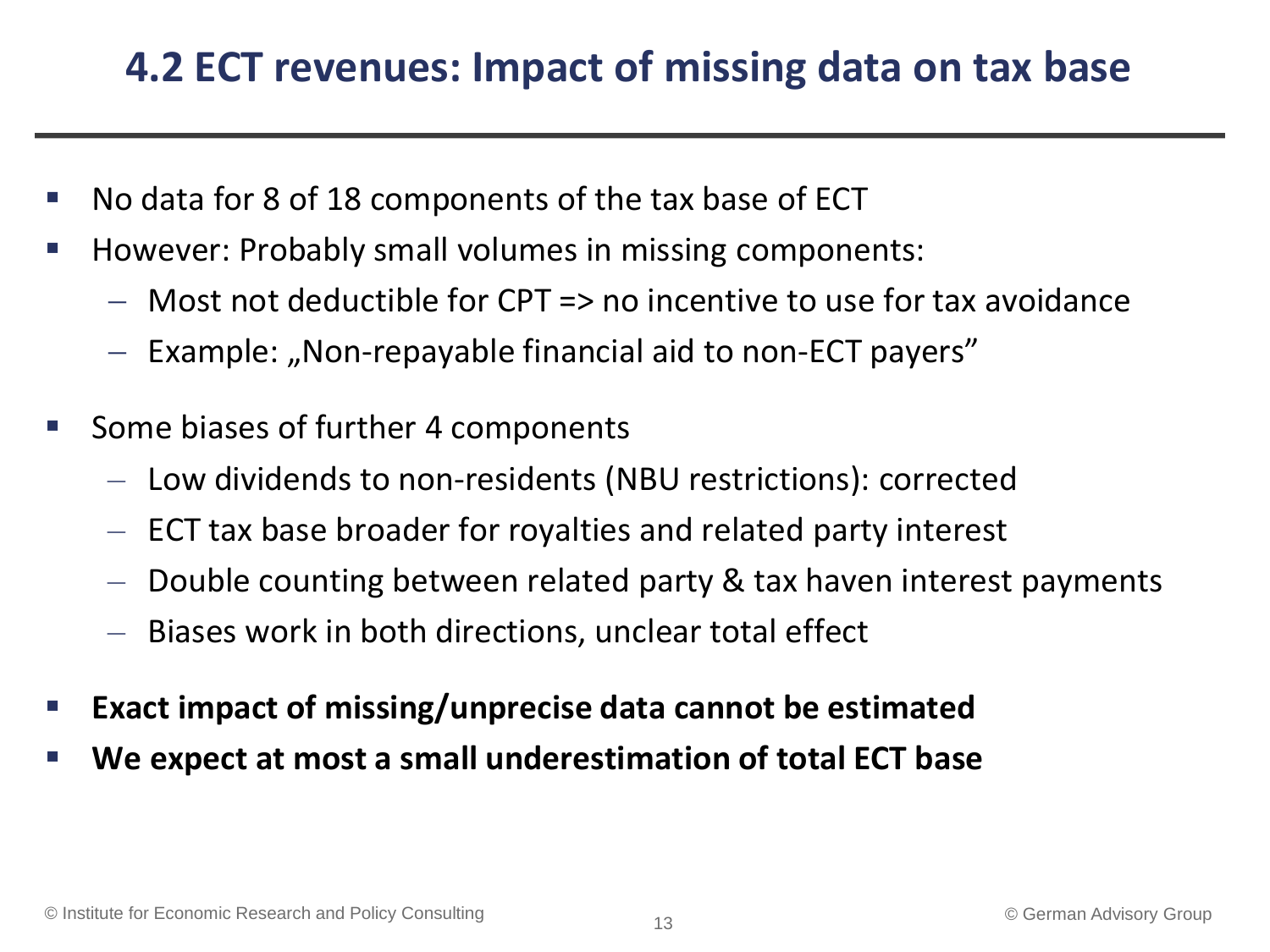# 4.2 ECT revenues: Impact of missing data on tax base

- No data for 8 of 18 components of the tax base of ECT
- However: Probably small volumes in missing components:
  - Most not deductible for CPT => no incentive to use for tax avoidance
  - Example: „Non-repayable financial aid to non-ECT payers"
- Some biases of further 4 components
  - Low dividends to non-residents (NBU restrictions): corrected
  - ECT tax base broader for royalties and related party interest
  - Double counting between related party & tax haven interest payments
  - Biases work in both directions, unclear total effect
- **Exact impact of missing/unprecise data cannot be estimated**
- **We expect at most a small underestimation of total ECT base**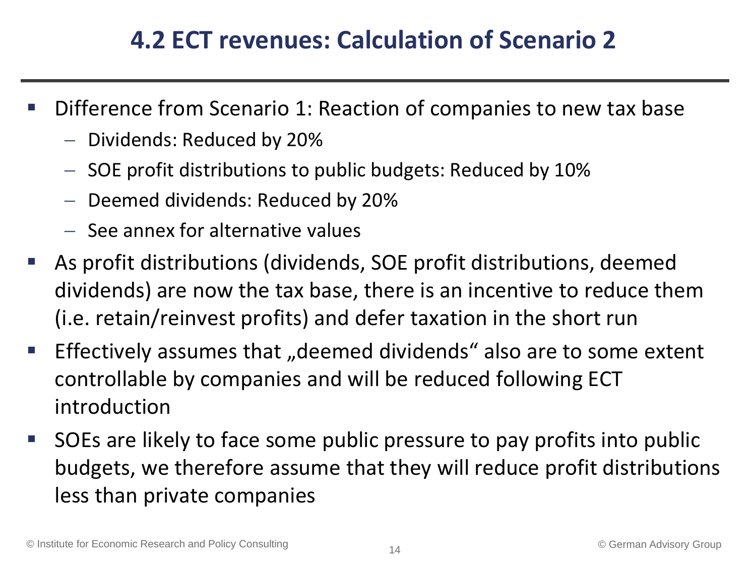# 4.2 ECT revenues: Calculation of Scenario 2

- Difference from Scenario 1: Reaction of companies to new tax base
  - Dividends: Reduced by 20%
  - SOE profit distributions to public budgets: Reduced by 10%
  - Deemed dividends: Reduced by 20%
  - See annex for alternative values
- As profit distributions (dividends, SOE profit distributions, deemed dividends) are now the tax base, there is an incentive to reduce them (i.e. retain/reinvest profits) and defer taxation in the short run
- Effectively assumes that „deemed dividends“ also are to some extent controllable by companies and will be reduced following ECT introduction
- SOEs are likely to face some public pressure to pay profits into public budgets, we therefore assume that they will reduce profit distributions less than private companies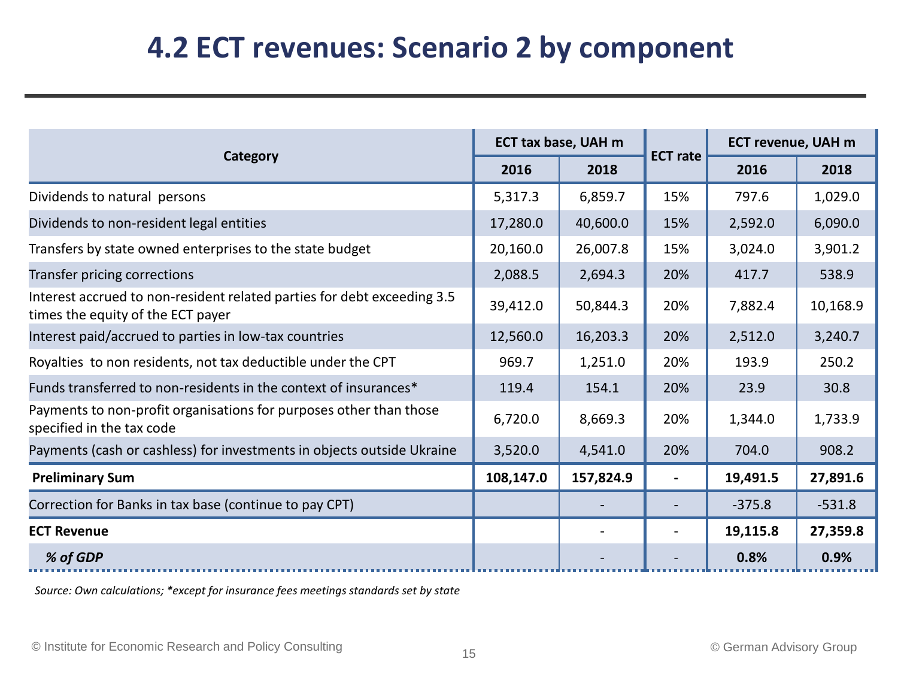# 4.2 ECT revenues: Scenario 2 by component

| Category | ECT tax base, UAH m | | ECT rate | ECT revenue, UAH m | |
|---|---|---|---|---|---|
| | 2016 | 2018 | | 2016 | 2018 |
| Dividends to natural persons | 5,317.3 | 6,859.7 | 15% | 797.6 | 1,029.0 |
| Dividends to non-resident legal entities | 17,280.0 | 40,600.0 | 15% | 2,592.0 | 6,090.0 |
| Transfers by state owned enterprises to the state budget | 20,160.0 | 26,007.8 | 15% | 3,024.0 | 3,901.2 |
| Transfer pricing corrections | 2,088.5 | 2,694.3 | 20% | 417.7 | 538.9 |
| Interest accrued to non-resident related parties for debt exceeding 3.5 times the equity of the ECT payer | 39,412.0 | 50,844.3 | 20% | 7,882.4 | 10,168.9 |
| Interest paid/accrued to parties in low-tax countries | 12,560.0 | 16,203.3 | 20% | 2,512.0 | 3,240.7 |
| Royalties to non residents, not tax deductible under the CPT | 969.7 | 1,251.0 | 20% | 193.9 | 250.2 |
| Funds transferred to non-residents in the context of insurances* | 119.4 | 154.1 | 20% | 23.9 | 30.8 |
| Payments to non-profit organisations for purposes other than those specified in the tax code | 6,720.0 | 8,669.3 | 20% | 1,344.0 | 1,733.9 |
| Payments (cash or cashless) for investments in objects outside Ukraine | 3,520.0 | 4,541.0 | 20% | 704.0 | 908.2 |
| **Preliminary Sum** | **108,147.0** | **157,824.9** | **-** | **19,491.5** | **27,891.6** |
| Correction for Banks in tax base (continue to pay CPT) | | - | - | -375.8 | -531.8 |
| **ECT Revenue** | | - | - | **19,115.8** | **27,359.8** |
| ***% of GDP*** | | - | - | **0.8%** | **0.9%** |

*Source: Own calculations; *except for insurance fees meetings standards set by state*

© Institute for Economic Research and Policy Consulting

© German Advisory Group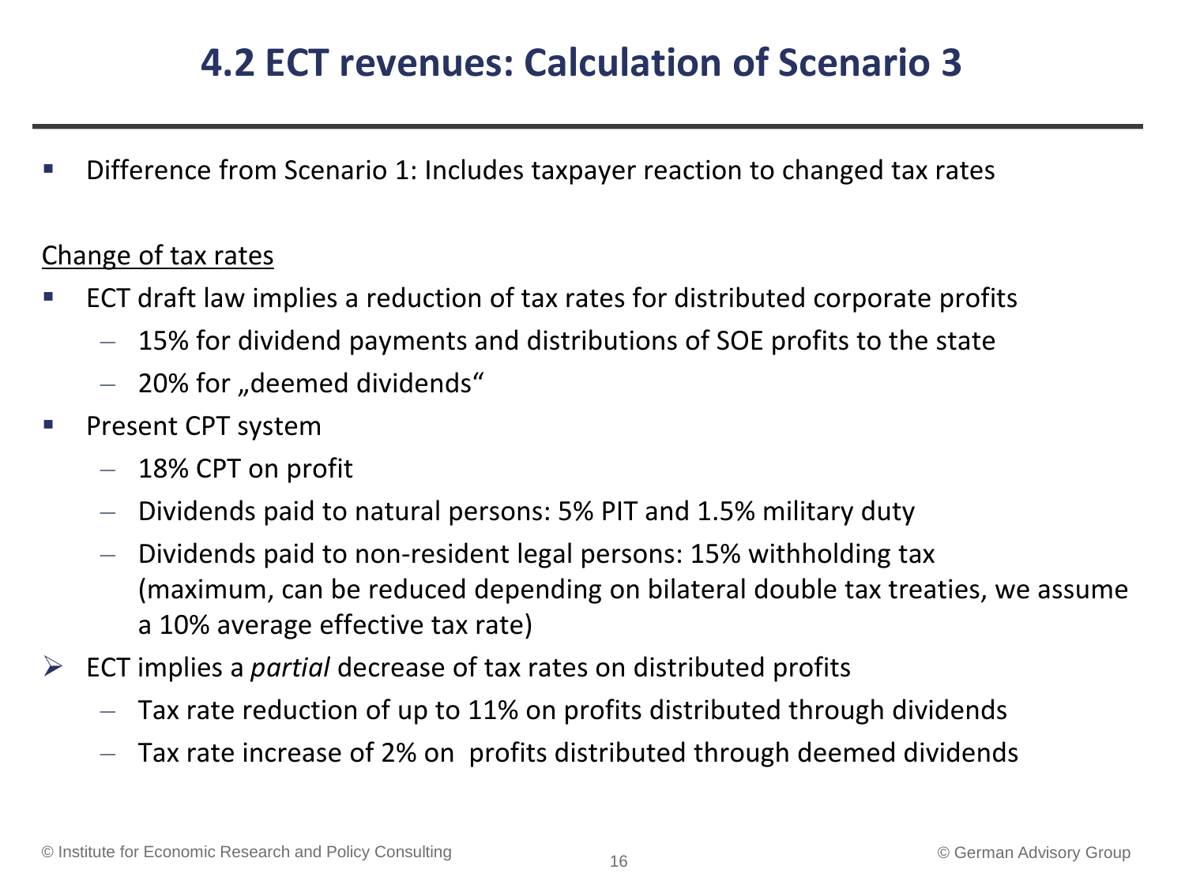# 4.2 ECT revenues: Calculation of Scenario 3

- Difference from Scenario 1: Includes taxpayer reaction to changed tax rates

<u>Change of tax rates</u>

- ECT draft law implies a reduction of tax rates for distributed corporate profits
  - 15% for dividend payments and distributions of SOE profits to the state
  - 20% for „deemed dividends“
- Present CPT system
  - 18% CPT on profit
  - Dividends paid to natural persons: 5% PIT and 1.5% military duty
  - Dividends paid to non-resident legal persons: 15% withholding tax (maximum, can be reduced depending on bilateral double tax treaties, we assume a 10% average effective tax rate)

➢ ECT implies a *partial* decrease of tax rates on distributed profits
  - Tax rate reduction of up to 11% on profits distributed through dividends
  - Tax rate increase of 2% on profits distributed through deemed dividends

© Institute for Economic Research and Policy Consulting

© German Advisory Group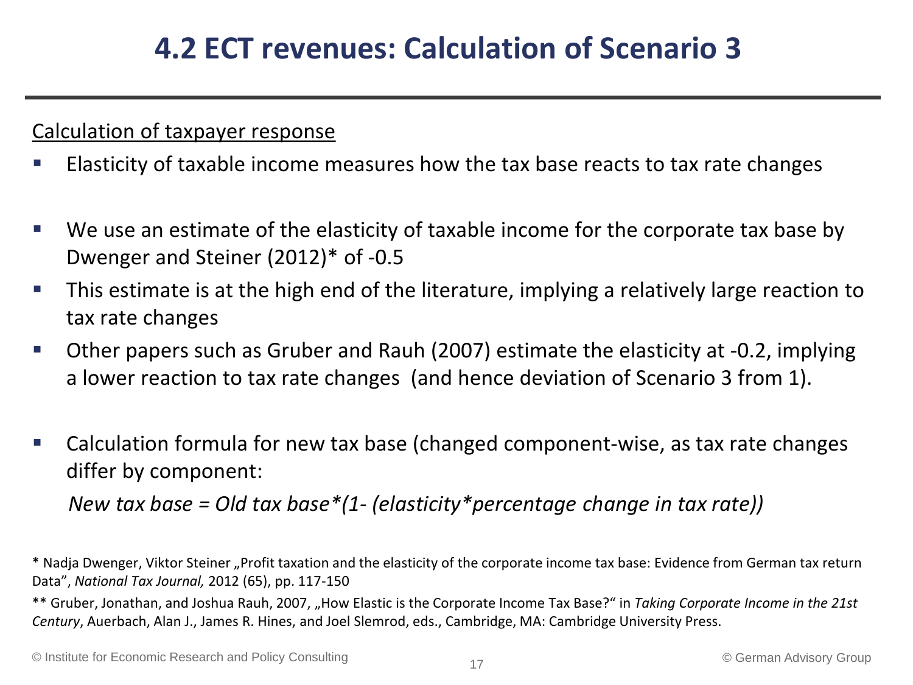# 4.2 ECT revenues: Calculation of Scenario 3

Calculation of taxpayer response

- Elasticity of taxable income measures how the tax base reacts to tax rate changes
- We use an estimate of the elasticity of taxable income for the corporate tax base by Dwenger and Steiner (2012)* of -0.5
- This estimate is at the high end of the literature, implying a relatively large reaction to tax rate changes
- Other papers such as Gruber and Rauh (2007) estimate the elasticity at -0.2, implying a lower reaction to tax rate changes  (and hence deviation of Scenario 3 from 1).
- Calculation formula for new tax base (changed component-wise, as tax rate changes differ by component:

  *New tax base = Old tax base*(1- (elasticity*percentage change in tax rate))*

* Nadja Dwenger, Viktor Steiner „Profit taxation and the elasticity of the corporate income tax base: Evidence from German tax return Data", *National Tax Journal,* 2012 (65), pp. 117-150

** Gruber, Jonathan, and Joshua Rauh, 2007, „How Elastic is the Corporate Income Tax Base?" in *Taking Corporate Income in the 21st Century*, Auerbach, Alan J., James R. Hines, and Joel Slemrod, eds., Cambridge, MA: Cambridge University Press.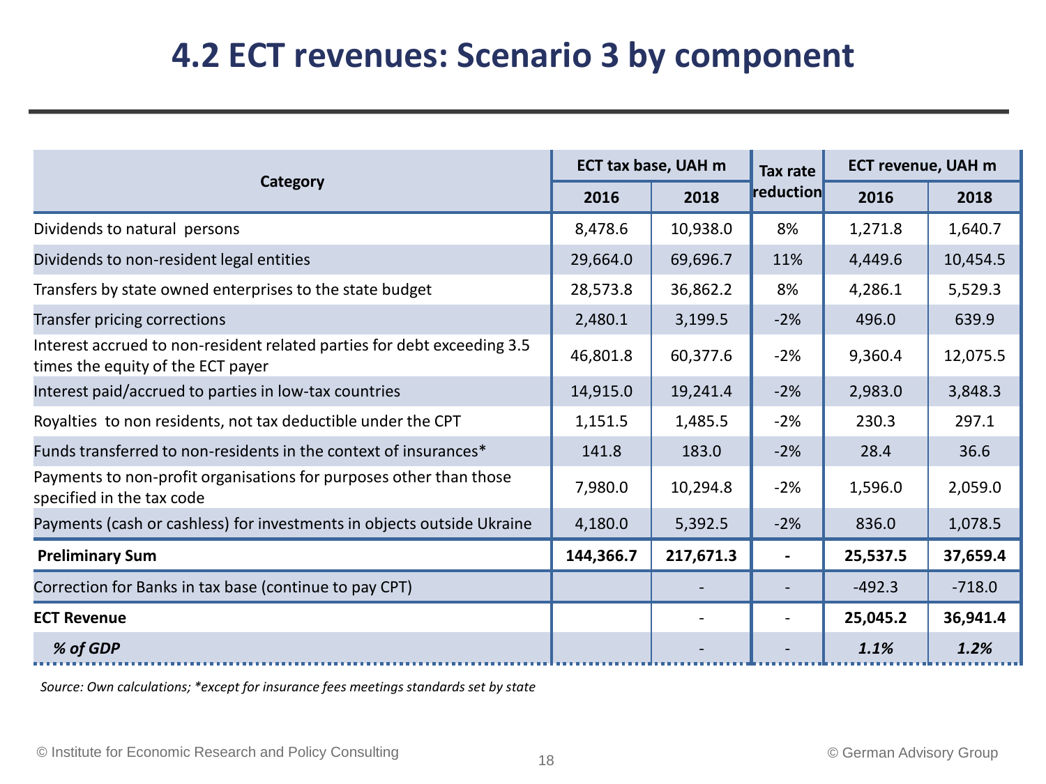# 4.2 ECT revenues: Scenario 3 by component

| Category | ECT tax base, UAH m | | Tax rate reduction | ECT revenue, UAH m | |
|---|---|---|---|---|---|
| | 2016 | 2018 | | 2016 | 2018 |
| Dividends to natural persons | 8,478.6 | 10,938.0 | 8% | 1,271.8 | 1,640.7 |
| Dividends to non-resident legal entities | 29,664.0 | 69,696.7 | 11% | 4,449.6 | 10,454.5 |
| Transfers by state owned enterprises to the state budget | 28,573.8 | 36,862.2 | 8% | 4,286.1 | 5,529.3 |
| Transfer pricing corrections | 2,480.1 | 3,199.5 | -2% | 496.0 | 639.9 |
| Interest accrued to non-resident related parties for debt exceeding 3.5 times the equity of the ECT payer | 46,801.8 | 60,377.6 | -2% | 9,360.4 | 12,075.5 |
| Interest paid/accrued to parties in low-tax countries | 14,915.0 | 19,241.4 | -2% | 2,983.0 | 3,848.3 |
| Royalties to non residents, not tax deductible under the CPT | 1,151.5 | 1,485.5 | -2% | 230.3 | 297.1 |
| Funds transferred to non-residents in the context of insurances* | 141.8 | 183.0 | -2% | 28.4 | 36.6 |
| Payments to non-profit organisations for purposes other than those specified in the tax code | 7,980.0 | 10,294.8 | -2% | 1,596.0 | 2,059.0 |
| Payments (cash or cashless) for investments in objects outside Ukraine | 4,180.0 | 5,392.5 | -2% | 836.0 | 1,078.5 |
| **Preliminary Sum** | **144,366.7** | **217,671.3** | **-** | **25,537.5** | **37,659.4** |
| Correction for Banks in tax base (continue to pay CPT) | | - | - | -492.3 | -718.0 |
| **ECT Revenue** | | - | - | **25,045.2** | **36,941.4** |
| ***% of GDP*** | | - | - | ***1.1%*** | ***1.2%*** |

*Source: Own calculations; *except for insurance fees meetings standards set by state*

© Institute for Economic Research and Policy Consulting

© German Advisory Group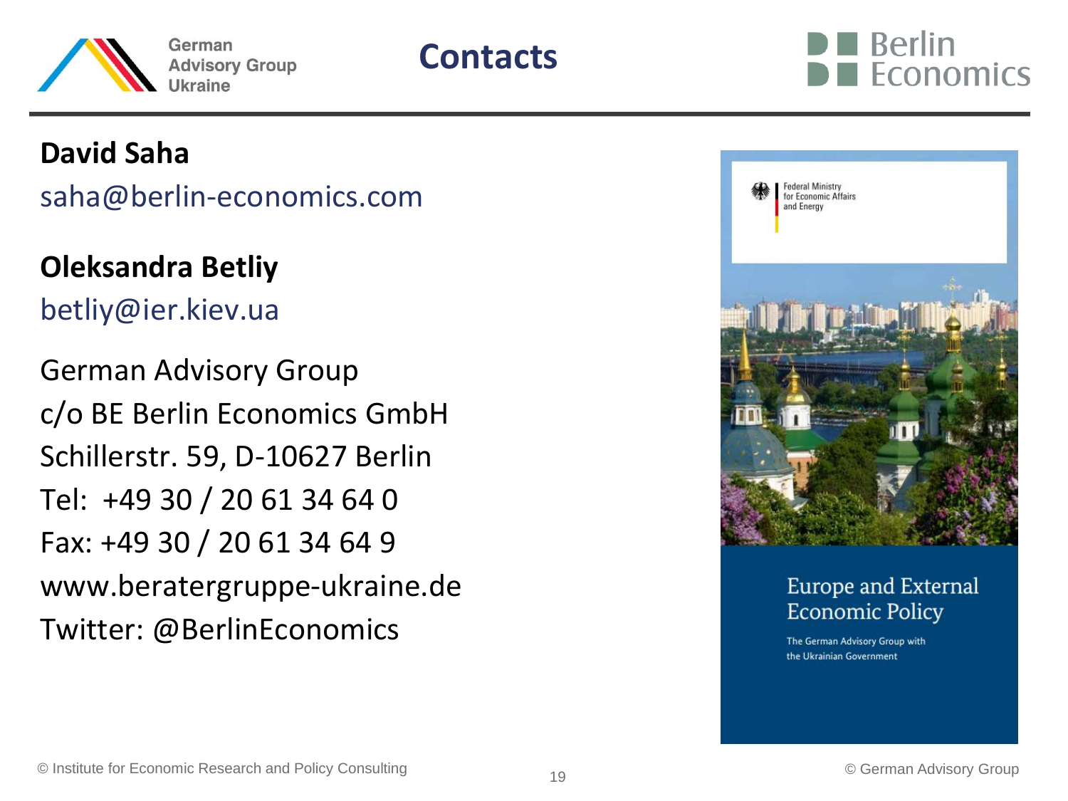# Contacts

**David Saha**

saha@berlin-economics.com

**Oleksandra Betliy**

betliy@ier.kiev.ua

German Advisory Group
c/o BE Berlin Economics GmbH
Schillerstr. 59, D-10627 Berlin
Tel: +49 30 / 20 61 34 64 0
Fax: +49 30 / 20 61 34 64 9
www.beratergruppe-ukraine.de
Twitter: @BerlinEconomics

Federal Ministry for Economic Affairs and Energy

Europe and External Economic Policy

The German Advisory Group with the Ukrainian Government

© Institute for Economic Research and Policy Consulting

© German Advisory Group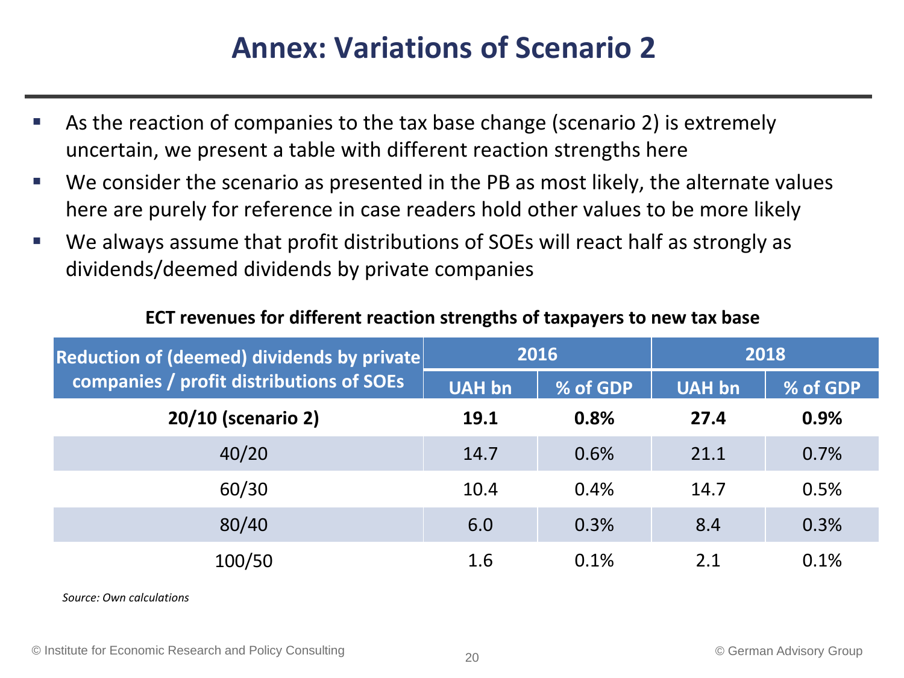# Annex: Variations of Scenario 2

- As the reaction of companies to the tax base change (scenario 2) is extremely uncertain, we present a table with different reaction strengths here
- We consider the scenario as presented in the PB as most likely, the alternate values here are purely for reference in case readers hold other values to be more likely
- We always assume that profit distributions of SOEs will react half as strongly as dividends/deemed dividends by private companies

**ECT revenues for different reaction strengths of taxpayers to new tax base**

| Reduction of (deemed) dividends by private companies / profit distributions of SOEs | 2016 | | 2018 | |
|---|---|---|---|---|
| | UAH bn | % of GDP | UAH bn | % of GDP |
| **20/10 (scenario 2)** | **19.1** | **0.8%** | **27.4** | **0.9%** |
| 40/20 | 14.7 | 0.6% | 21.1 | 0.7% |
| 60/30 | 10.4 | 0.4% | 14.7 | 0.5% |
| 80/40 | 6.0 | 0.3% | 8.4 | 0.3% |
| 100/50 | 1.6 | 0.1% | 2.1 | 0.1% |

*Source: Own calculations*